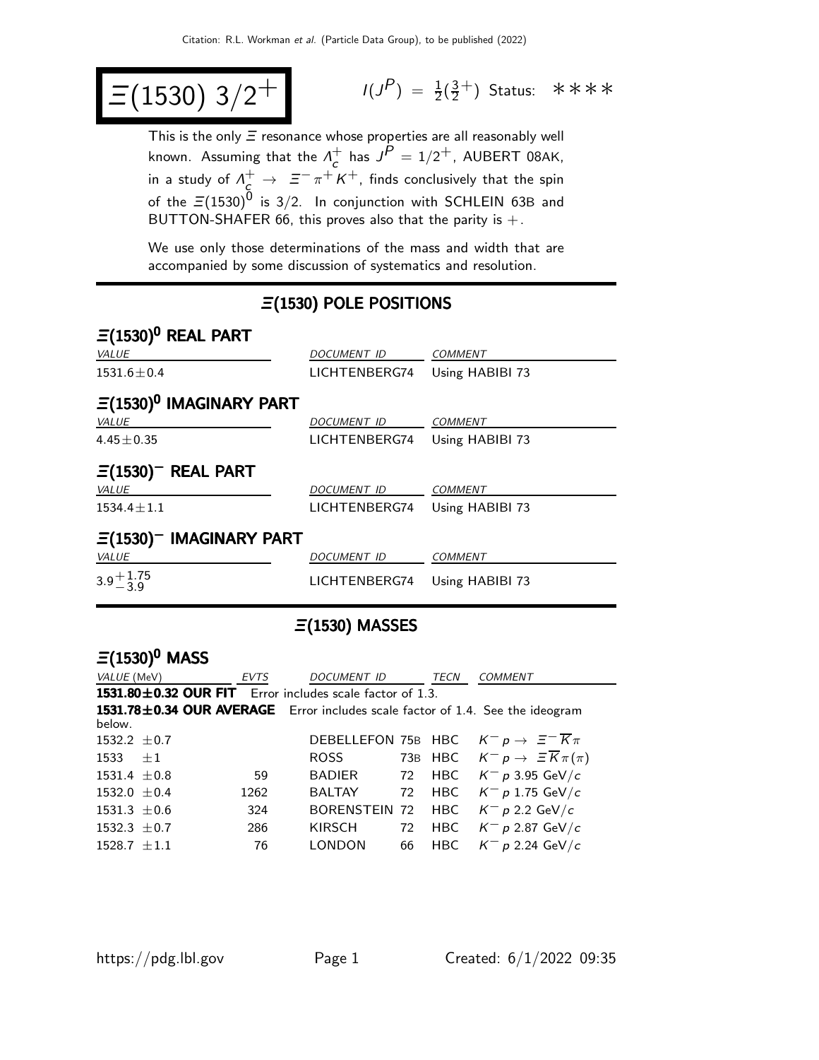# $\Xi(1530)\ 3/2^+$

$I(J^P) = \frac{1}{2}(\frac{3}{2}^+)$ Status: ∗∗∗∗

This is the only $\Xi$ resonance whose properties are all reasonably well known. Assuming that the $\Lambda_c^+$ has $J^P = 1/2^+$, AUBERT 08AK, in a study of $\Lambda_c^+ \to \Xi^- \pi^+ K^+$, finds conclusively that the spin of the $\Xi(1530)^0$ is 3/2. In conjunction with SCHLEIN 63B and BUTTON-SHAFER 66, this proves also that the parity is +.

We use only those determinations of the mass and width that are accompanied by some discussion of systematics and resolution.

## $\Xi(1530)$ POLE POSITIONS

### $\Xi(1530)^0$ REAL PART

| *VALUE* | *DOCUMENT ID* | *COMMENT* |
|---|---|---|
| 1531.6±0.4 | LICHTENBERG74 | Using HABIBI 73 |

### $\Xi(1530)^0$ IMAGINARY PART

| *VALUE* | *DOCUMENT ID* | *COMMENT* |
|---|---|---|
| 4.45±0.35 | LICHTENBERG74 | Using HABIBI 73 |

### $\Xi(1530)^-$ REAL PART

| *VALUE* | *DOCUMENT ID* | *COMMENT* |
|---|---|---|
| 1534.4±1.1 | LICHTENBERG74 | Using HABIBI 73 |

### $\Xi(1530)^-$ IMAGINARY PART

| *VALUE* | *DOCUMENT ID* | *COMMENT* |
|---|---|---|
| $3.9^{+1.75}_{-3.9}$ | LICHTENBERG74 | Using HABIBI 73 |

## $\Xi(1530)$ MASSES

### $\Xi(1530)^0$ MASS

| *VALUE* (MeV) | *EVTS* | *DOCUMENT ID* | | *TECN* | *COMMENT* |
|---|---|---|---|---|---|
| **1531.80±0.32 OUR FIT** Error includes scale factor of 1.3. | | | | | |
| **1531.78±0.34 OUR AVERAGE** Error includes scale factor of 1.4. See the ideogram below. | | | | | |
| 1532.2 ±0.7 | | DEBELLEFON | 75B | HBC | $K^- p \to \Xi^- \overline{K} \pi$ |
| 1533 ±1 | | ROSS | 73B | HBC | $K^- p \to \Xi \overline{K} \pi(\pi)$ |
| 1531.4 ±0.8 | 59 | BADIER | 72 | HBC | $K^- p$ 3.95 GeV/$c$ |
| 1532.0 ±0.4 | 1262 | BALTAY | 72 | HBC | $K^- p$ 1.75 GeV/$c$ |
| 1531.3 ±0.6 | 324 | BORENSTEIN | 72 | HBC | $K^- p$ 2.2 GeV/$c$ |
| 1532.3 ±0.7 | 286 | KIRSCH | 72 | HBC | $K^- p$ 2.87 GeV/$c$ |
| 1528.7 ±1.1 | 76 | LONDON | 66 | HBC | $K^- p$ 2.24 GeV/$c$ |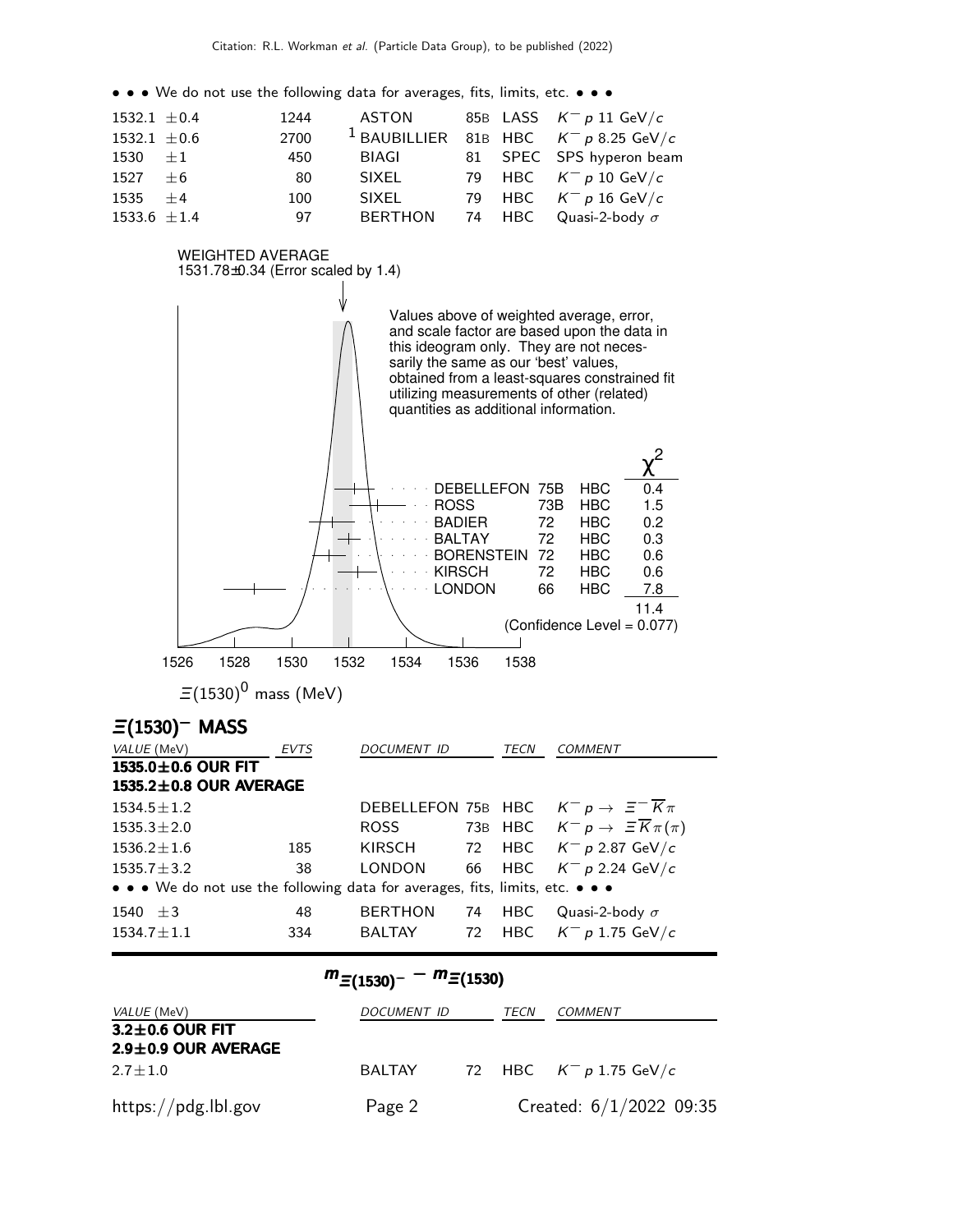• • • We do not use the following data for averages, fits, limits, etc. • • •

| | | | | | |
|---|---|---|---|---|---|
| 1532.1 ±0.4 | 1244 | ASTON | 85B | LASS | $K^- p$ 11 GeV/$c$ |
| 1532.1 ±0.6 | 2700 | [1] BAUBILLIER | 81B | HBC | $K^- p$ 8.25 GeV/$c$ |
| 1530 ±1 | 450 | BIAGI | 81 | SPEC | SPS hyperon beam |
| 1527 ±6 | 80 | SIXEL | 79 | HBC | $K^- p$ 10 GeV/$c$ |
| 1535 ±4 | 100 | SIXEL | 79 | HBC | $K^- p$ 16 GeV/$c$ |
| 1533.6 ±1.4 | 97 | BERTHON | 74 | HBC | Quasi-2-body $\sigma$ |

WEIGHTED AVERAGE
1531.78±0.34 (Error scaled by 1.4)

Values above of weighted average, error, and scale factor are based upon the data in this ideogram only. They are not necessarily the same as our 'best' values, obtained from a least-squares constrained fit utilizing measurements of other (related) quantities as additional information.

| | | | $\chi^2$ |
|---|---|---|---|
| DEBELLEFON | 75B | HBC | 0.4 |
| ROSS | 73B | HBC | 1.5 |
| BADIER | 72 | HBC | 0.2 |
| BALTAY | 72 | HBC | 0.3 |
| BORENSTEIN | 72 | HBC | 0.6 |
| KIRSCH | 72 | HBC | 0.6 |
| LONDON | 66 | HBC | 7.8 |
| | | | 11.4 |

(Confidence Level = 0.077)

$\Xi(1530)^0$ mass (MeV)

## $\Xi(1530)^-$ MASS

| VALUE (MeV) | EVTS | DOCUMENT ID | | TECN | COMMENT |
|---|---|---|---|---|---|
| **1535.0±0.6 OUR FIT** | | | | | |
| **1535.2±0.8 OUR AVERAGE** | | | | | |
| 1534.5±1.2 | | DEBELLEFON | 75B | HBC | $K^- p \to \Xi^- \overline{K} \pi$ |
| 1535.3±2.0 | | ROSS | 73B | HBC | $K^- p \to \Xi \overline{K} \pi (\pi)$ |
| 1536.2±1.6 | 185 | KIRSCH | 72 | HBC | $K^- p$ 2.87 GeV/$c$ |
| 1535.7±3.2 | 38 | LONDON | 66 | HBC | $K^- p$ 2.24 GeV/$c$ |
| • • • We do not use the following data for averages, fits, limits, etc. • • • | | | | | |
| 1540 ±3 | 48 | BERTHON | 74 | HBC | Quasi-2-body $\sigma$ |
| 1534.7±1.1 | 334 | BALTAY | 72 | HBC | $K^- p$ 1.75 GeV/$c$ |

## $m_{\Xi(1530)^-} - m_{\Xi(1530)}$

| VALUE (MeV) | DOCUMENT ID | | TECN | COMMENT |
|---|---|---|---|---|
| **3.2±0.6 OUR FIT** | | | | |
| **2.9±0.9 OUR AVERAGE** | | | | |
| 2.7±1.0 | BALTAY | 72 | HBC | $K^- p$ 1.75 GeV/$c$ |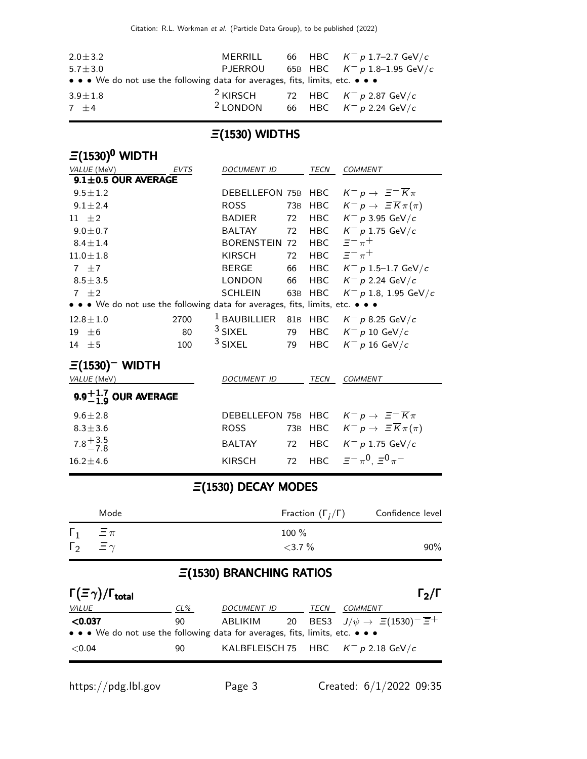| | | | | |
|---|---|---|---|---|
| $2.0 \pm 3.2$ | MERRILL | 66 | HBC | $K^- p$ 1.7–2.7 GeV/$c$ |
| $5.7 \pm 3.0$ | PJERROU | 65B | HBC | $K^- p$ 1.8–1.95 GeV/$c$ |
| • • • We do not use the following data for averages, fits, limits, etc. • • • | | | | |
| $3.9 \pm 1.8$ | [2] KIRSCH | 72 | HBC | $K^- p$ 2.87 GeV/$c$ |
| $7 \pm 4$ | [2] LONDON | 66 | HBC | $K^- p$ 2.24 GeV/$c$ |

## $\Xi(1530)$ WIDTHS

### $\Xi(1530)^0$ WIDTH

| VALUE (MeV) | EVTS | DOCUMENT ID | | TECN | COMMENT |
|---|---|---|---|---|---|
| **9.1±0.5 OUR AVERAGE** | | | | | |
| $9.5 \pm 1.2$ | | DEBELLEFON | 75B | HBC | $K^- p \to \Xi^- \overline{K} \pi$ |
| $9.1 \pm 2.4$ | | ROSS | 73B | HBC | $K^- p \to \Xi \overline{K} \pi(\pi)$ |
| $11 \pm 2$ | | BADIER | 72 | HBC | $K^- p$ 3.95 GeV/$c$ |
| $9.0 \pm 0.7$ | | BALTAY | 72 | HBC | $K^- p$ 1.75 GeV/$c$ |
| $8.4 \pm 1.4$ | | BORENSTEIN | 72 | HBC | $\Xi^- \pi^+$ |
| $11.0 \pm 1.8$ | | KIRSCH | 72 | HBC | $\Xi^- \pi^+$ |
| $7 \pm 7$ | | BERGE | 66 | HBC | $K^- p$ 1.5–1.7 GeV/$c$ |
| $8.5 \pm 3.5$ | | LONDON | 66 | HBC | $K^- p$ 2.24 GeV/$c$ |
| $7 \pm 2$ | | SCHLEIN | 63B | HBC | $K^- p$ 1.8, 1.95 GeV/$c$ |
| • • • We do not use the following data for averages, fits, limits, etc. • • • | | | | | |
| $12.8 \pm 1.0$ | 2700 | [1] BAUBILLIER | 81B | HBC | $K^- p$ 8.25 GeV/$c$ |
| $19 \pm 6$ | 80 | [3] SIXEL | 79 | HBC | $K^- p$ 10 GeV/$c$ |
| $14 \pm 5$ | 100 | [3] SIXEL | 79 | HBC | $K^- p$ 16 GeV/$c$ |

### $\Xi(1530)^-$ WIDTH

| VALUE (MeV) | DOCUMENT ID | | TECN | COMMENT |
|---|---|---|---|---|
| **$9.9^{+1.7}_{-1.9}$ OUR AVERAGE** | | | | |
| $9.6 \pm 2.8$ | DEBELLEFON | 75B | HBC | $K^- p \to \Xi^- \overline{K} \pi$ |
| $8.3 \pm 3.6$ | ROSS | 73B | HBC | $K^- p \to \Xi \overline{K} \pi(\pi)$ |
| $7.8^{+3.5}_{-7.8}$ | BALTAY | 72 | HBC | $K^- p$ 1.75 GeV/$c$ |
| $16.2 \pm 4.6$ | KIRSCH | 72 | HBC | $\Xi^- \pi^0$, $\Xi^0 \pi^-$ |

## $\Xi(1530)$ DECAY MODES

| | Mode | Fraction ($\Gamma_i/\Gamma$) | Confidence level |
|---|---|---|---|
| $\Gamma_1$ | $\Xi \pi$ | 100 % | |
| $\Gamma_2$ | $\Xi \gamma$ | $<3.7$ % | 90% |

## $\Xi(1530)$ BRANCHING RATIOS

### $\Gamma(\Xi\gamma)/\Gamma_{\text{total}}$ $\qquad\qquad$ $\Gamma_2/\Gamma$

| VALUE | CL% | DOCUMENT ID | | TECN | COMMENT |
|---|---|---|---|---|---|
| **<0.037** | 90 | ABLIKIM | 20 | BES3 | $J/\psi \to \Xi(1530)^- \overline{\Xi}^+$ |
| • • • We do not use the following data for averages, fits, limits, etc. • • • | | | | | |
| $<0.04$ | 90 | KALBFLEISCH | 75 | HBC | $K^- p$ 2.18 GeV/$c$ |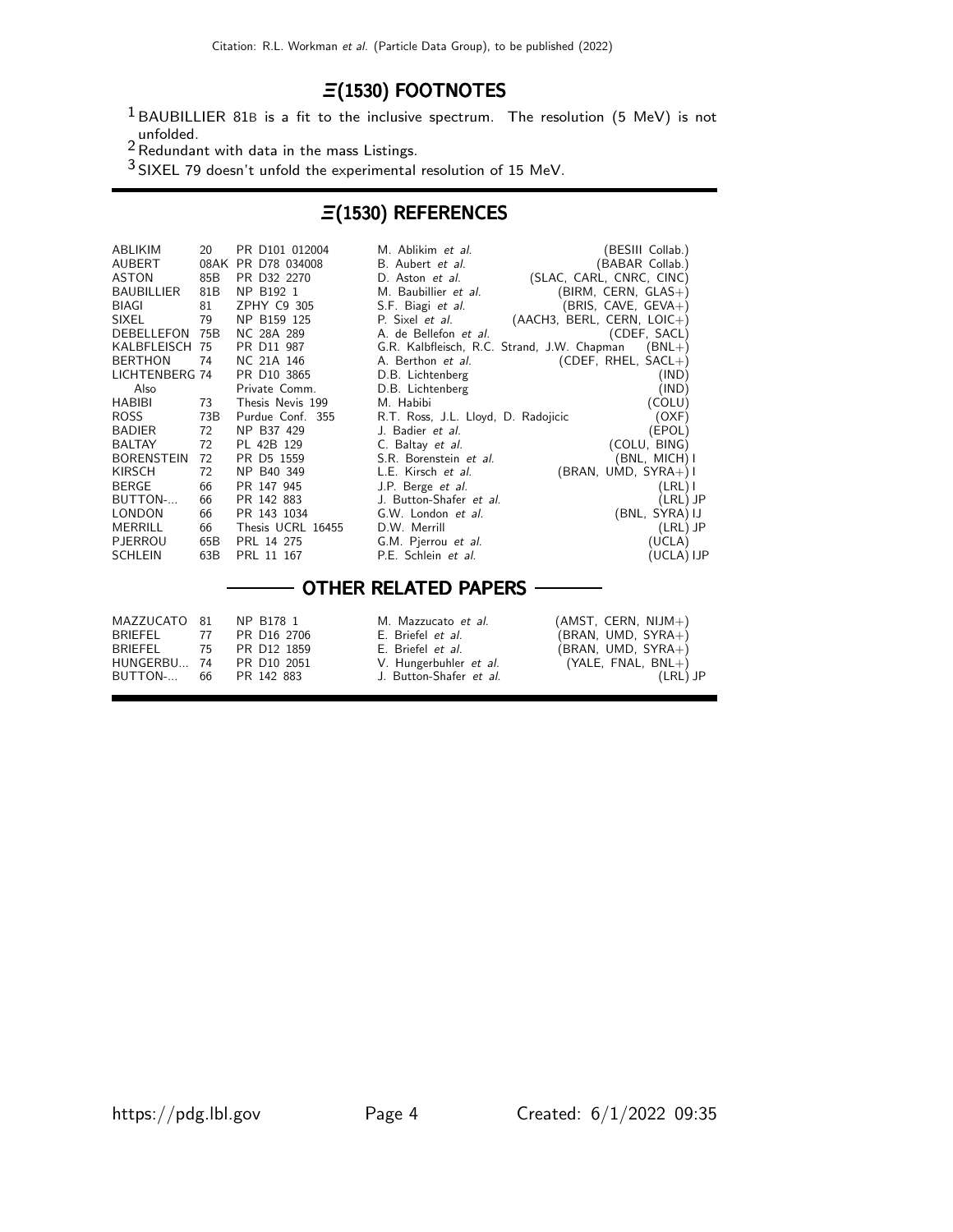## Ξ(1530) FOOTNOTES

[1] BAUBILLIER 81B is a fit to the inclusive spectrum. The resolution (5 MeV) is not unfolded.
[2] Redundant with data in the mass Listings.
[3] SIXEL 79 doesn't unfold the experimental resolution of 15 MeV.

## Ξ(1530) REFERENCES

| | | | | |
|---|---|---|---|---|
| ABLIKIM | 20 | PR D101 012004 | M. Ablikim *et al.* | (BESIII Collab.) |
| AUBERT | 08AK | PR D78 034008 | B. Aubert *et al.* | (BABAR Collab.) |
| ASTON | 85B | PR D32 2270 | D. Aston *et al.* | (SLAC, CARL, CNRC, CINC) |
| BAUBILLIER | 81B | NP B192 1 | M. Baubillier *et al.* | (BIRM, CERN, GLAS+) |
| BIAGI | 81 | ZPHY C9 305 | S.F. Biagi *et al.* | (BRIS, CAVE, GEVA+) |
| SIXEL | 79 | NP B159 125 | P. Sixel *et al.* | (AACH3, BERL, CERN, LOIC+) |
| DEBELLEFON | 75B | NC 28A 289 | A. de Bellefon *et al.* | (CDEF, SACL) |
| KALBFLEISCH | 75 | PR D11 987 | G.R. Kalbfleisch, R.C. Strand, J.W. Chapman | (BNL+) |
| BERTHON | 74 | NC 21A 146 | A. Berthon *et al.* | (CDEF, RHEL, SACL+) |
| LICHTENBERG | 74 | PR D10 3865 | D.B. Lichtenberg | (IND) |
| Also | | Private Comm. | D.B. Lichtenberg | (IND) |
| HABIBI | 73 | Thesis Nevis 199 | M. Habibi | (COLU) |
| ROSS | 73B | Purdue Conf. 355 | R.T. Ross, J.L. Lloyd, D. Radojicic | (OXF) |
| BADIER | 72 | NP B37 429 | J. Badier *et al.* | (EPOL) |
| BALTAY | 72 | PL 42B 129 | C. Baltay *et al.* | (COLU, BING) |
| BORENSTEIN | 72 | PR D5 1559 | S.R. Borenstein *et al.* | (BNL, MICH) I |
| KIRSCH | 72 | NP B40 349 | L.E. Kirsch *et al.* | (BRAN, UMD, SYRA+) I |
| BERGE | 66 | PR 147 945 | J.P. Berge *et al.* | (LRL) I |
| BUTTON-... | 66 | PR 142 883 | J. Button-Shafer *et al.* | (LRL) JP |
| LONDON | 66 | PR 143 1034 | G.W. London *et al.* | (BNL, SYRA) IJ |
| MERRILL | 66 | Thesis UCRL 16455 | D.W. Merrill | (LRL) JP |
| PJERROU | 65B | PRL 14 275 | G.M. Pjerrou *et al.* | (UCLA) |
| SCHLEIN | 63B | PRL 11 167 | P.E. Schlein *et al.* | (UCLA) IJP |

## OTHER RELATED PAPERS

| | | | | |
|---|---|---|---|---|
| MAZZUCATO | 81 | NP B178 1 | M. Mazzucato *et al.* | (AMST, CERN, NIJM+) |
| BRIEFEL | 77 | PR D16 2706 | E. Briefel *et al.* | (BRAN, UMD, SYRA+) |
| BRIEFEL | 75 | PR D12 1859 | E. Briefel *et al.* | (BRAN, UMD, SYRA+) |
| HUNGERBU... | 74 | PR D10 2051 | V. Hungerbuhler *et al.* | (YALE, FNAL, BNL+) |
| BUTTON-... | 66 | PR 142 883 | J. Button-Shafer *et al.* | (LRL) JP |